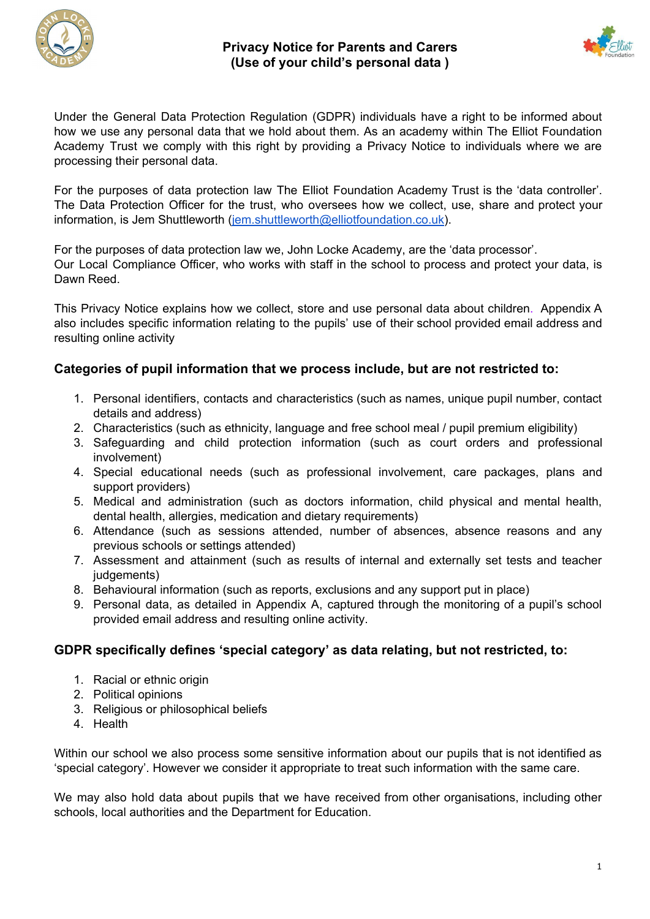# Privacy Notice for Parents and Carers
## (Use of your child's personal data )

Under the General Data Protection Regulation (GDPR) individuals have a right to be informed about how we use any personal data that we hold about them. As an academy within The Elliot Foundation Academy Trust we comply with this right by providing a Privacy Notice to individuals where we are processing their personal data.

For the purposes of data protection law The Elliot Foundation Academy Trust is the 'data controller'. The Data Protection Officer for the trust, who oversees how we collect, use, share and protect your information, is Jem Shuttleworth (jem.shuttleworth@elliotfoundation.co.uk).

For the purposes of data protection law we, John Locke Academy, are the 'data processor'.
Our Local Compliance Officer, who works with staff in the school to process and protect your data, is Dawn Reed.

This Privacy Notice explains how we collect, store and use personal data about children. Appendix A also includes specific information relating to the pupils' use of their school provided email address and resulting online activity

### Categories of pupil information that we process include, but are not restricted to:

1. Personal identifiers, contacts and characteristics (such as names, unique pupil number, contact details and address)
2. Characteristics (such as ethnicity, language and free school meal / pupil premium eligibility)
3. Safeguarding and child protection information (such as court orders and professional involvement)
4. Special educational needs (such as professional involvement, care packages, plans and support providers)
5. Medical and administration (such as doctors information, child physical and mental health, dental health, allergies, medication and dietary requirements)
6. Attendance (such as sessions attended, number of absences, absence reasons and any previous schools or settings attended)
7. Assessment and attainment (such as results of internal and externally set tests and teacher judgements)
8. Behavioural information (such as reports, exclusions and any support put in place)
9. Personal data, as detailed in Appendix A, captured through the monitoring of a pupil's school provided email address and resulting online activity.

### GDPR specifically defines 'special category' as data relating, but not restricted, to:

1. Racial or ethnic origin
2. Political opinions
3. Religious or philosophical beliefs
4. Health

Within our school we also process some sensitive information about our pupils that is not identified as 'special category'. However we consider it appropriate to treat such information with the same care.

We may also hold data about pupils that we have received from other organisations, including other schools, local authorities and the Department for Education.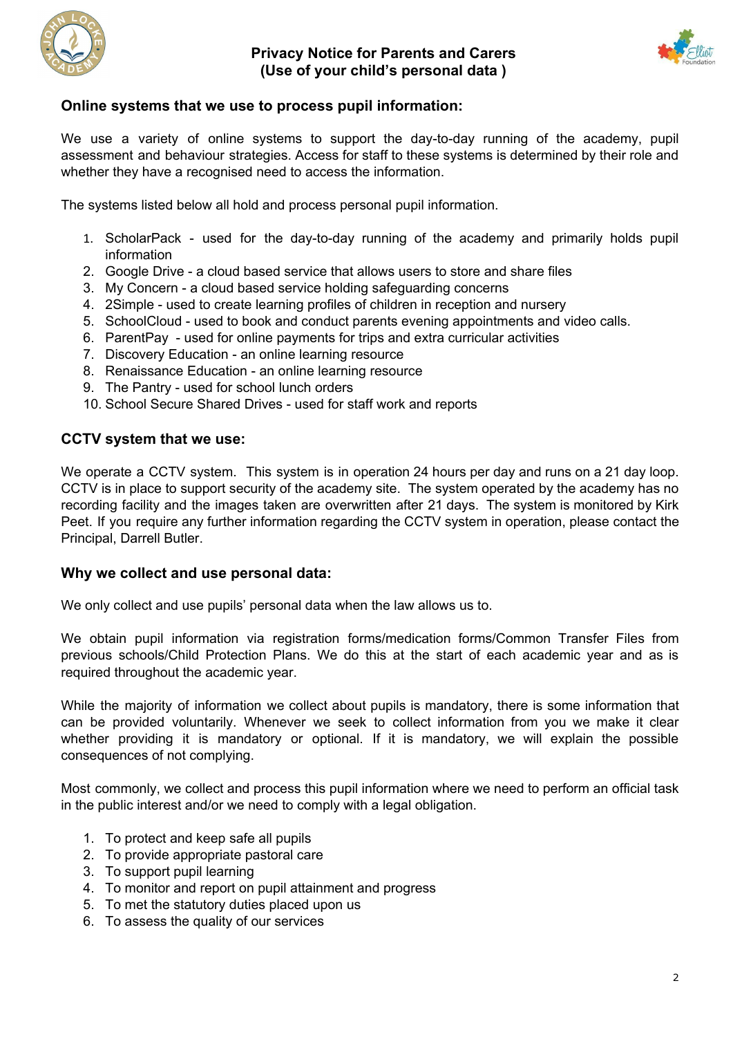## Online systems that we use to process pupil information:

We use a variety of online systems to support the day-to-day running of the academy, pupil assessment and behaviour strategies. Access for staff to these systems is determined by their role and whether they have a recognised need to access the information.

The systems listed below all hold and process personal pupil information.

1. ScholarPack - used for the day-to-day running of the academy and primarily holds pupil information
2. Google Drive - a cloud based service that allows users to store and share files
3. My Concern - a cloud based service holding safeguarding concerns
4. 2Simple - used to create learning profiles of children in reception and nursery
5. SchoolCloud - used to book and conduct parents evening appointments and video calls.
6. ParentPay - used for online payments for trips and extra curricular activities
7. Discovery Education - an online learning resource
8. Renaissance Education - an online learning resource
9. The Pantry - used for school lunch orders
10. School Secure Shared Drives - used for staff work and reports

## CCTV system that we use:

We operate a CCTV system. This system is in operation 24 hours per day and runs on a 21 day loop. CCTV is in place to support security of the academy site. The system operated by the academy has no recording facility and the images taken are overwritten after 21 days. The system is monitored by Kirk Peet. If you require any further information regarding the CCTV system in operation, please contact the Principal, Darrell Butler.

## Why we collect and use personal data:

We only collect and use pupils' personal data when the law allows us to.

We obtain pupil information via registration forms/medication forms/Common Transfer Files from previous schools/Child Protection Plans. We do this at the start of each academic year and as is required throughout the academic year.

While the majority of information we collect about pupils is mandatory, there is some information that can be provided voluntarily. Whenever we seek to collect information from you we make it clear whether providing it is mandatory or optional. If it is mandatory, we will explain the possible consequences of not complying.

Most commonly, we collect and process this pupil information where we need to perform an official task in the public interest and/or we need to comply with a legal obligation.

1. To protect and keep safe all pupils
2. To provide appropriate pastoral care
3. To support pupil learning
4. To monitor and report on pupil attainment and progress
5. To met the statutory duties placed upon us
6. To assess the quality of our services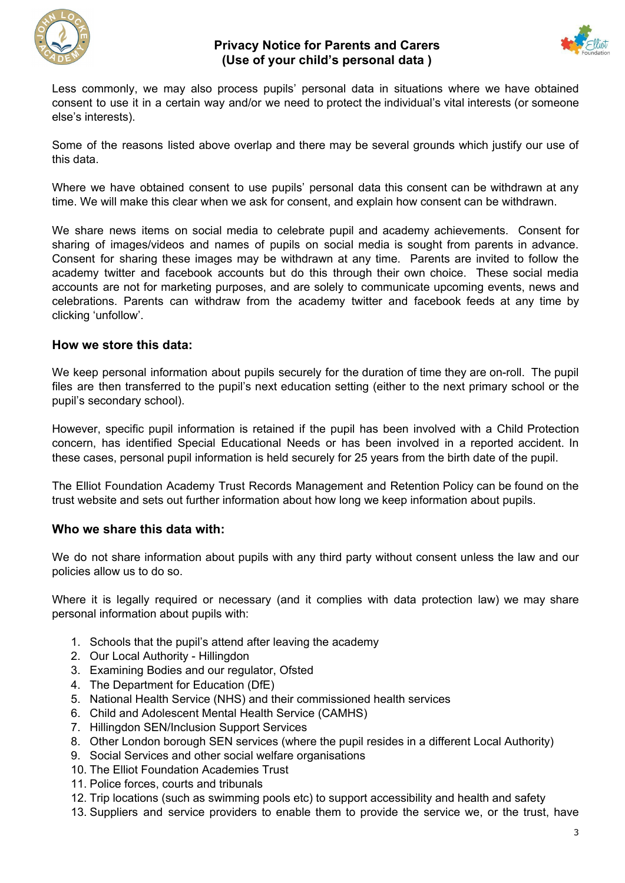Less commonly, we may also process pupils' personal data in situations where we have obtained consent to use it in a certain way and/or we need to protect the individual's vital interests (or someone else's interests).

Some of the reasons listed above overlap and there may be several grounds which justify our use of this data.

Where we have obtained consent to use pupils' personal data this consent can be withdrawn at any time. We will make this clear when we ask for consent, and explain how consent can be withdrawn.

We share news items on social media to celebrate pupil and academy achievements. Consent for sharing of images/videos and names of pupils on social media is sought from parents in advance. Consent for sharing these images may be withdrawn at any time. Parents are invited to follow the academy twitter and facebook accounts but do this through their own choice. These social media accounts are not for marketing purposes, and are solely to communicate upcoming events, news and celebrations. Parents can withdraw from the academy twitter and facebook feeds at any time by clicking 'unfollow'.

## How we store this data:

We keep personal information about pupils securely for the duration of time they are on-roll. The pupil files are then transferred to the pupil's next education setting (either to the next primary school or the pupil's secondary school).

However, specific pupil information is retained if the pupil has been involved with a Child Protection concern, has identified Special Educational Needs or has been involved in a reported accident. In these cases, personal pupil information is held securely for 25 years from the birth date of the pupil.

The Elliot Foundation Academy Trust Records Management and Retention Policy can be found on the trust website and sets out further information about how long we keep information about pupils.

## Who we share this data with:

We do not share information about pupils with any third party without consent unless the law and our policies allow us to do so.

Where it is legally required or necessary (and it complies with data protection law) we may share personal information about pupils with:

1. Schools that the pupil's attend after leaving the academy
2. Our Local Authority - Hillingdon
3. Examining Bodies and our regulator, Ofsted
4. The Department for Education (DfE)
5. National Health Service (NHS) and their commissioned health services
6. Child and Adolescent Mental Health Service (CAMHS)
7. Hillingdon SEN/Inclusion Support Services
8. Other London borough SEN services (where the pupil resides in a different Local Authority)
9. Social Services and other social welfare organisations
10. The Elliot Foundation Academies Trust
11. Police forces, courts and tribunals
12. Trip locations (such as swimming pools etc) to support accessibility and health and safety
13. Suppliers and service providers to enable them to provide the service we, or the trust, have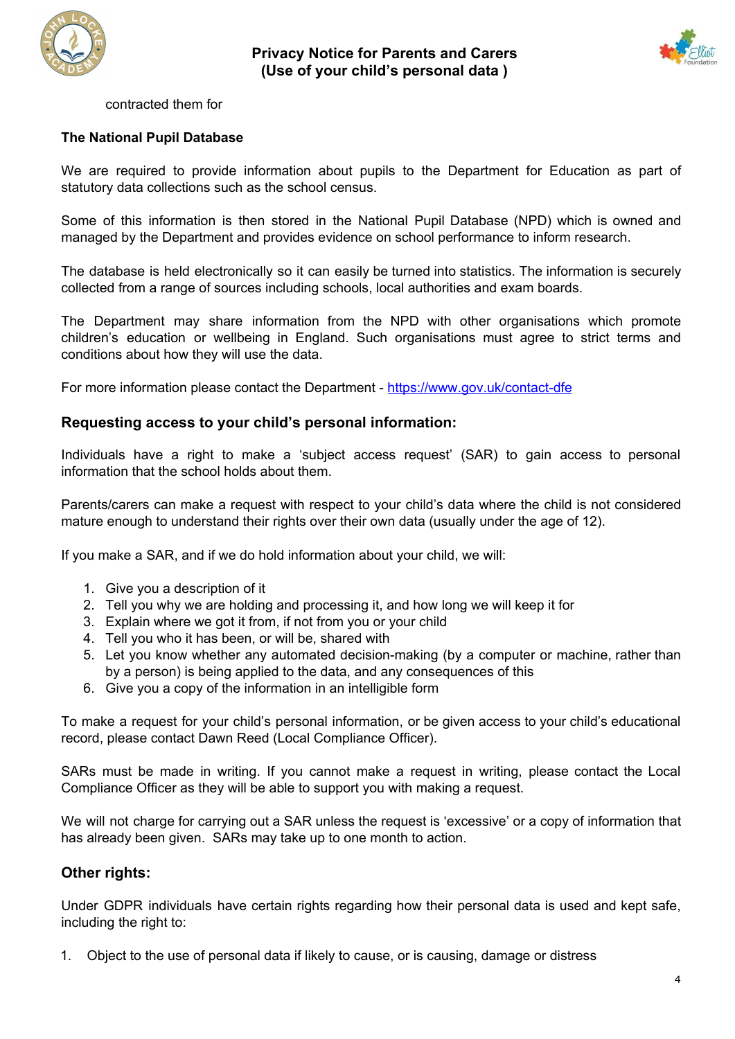contracted them for

**The National Pupil Database**

We are required to provide information about pupils to the Department for Education as part of statutory data collections such as the school census.

Some of this information is then stored in the National Pupil Database (NPD) which is owned and managed by the Department and provides evidence on school performance to inform research.

The database is held electronically so it can easily be turned into statistics. The information is securely collected from a range of sources including schools, local authorities and exam boards.

The Department may share information from the NPD with other organisations which promote children's education or wellbeing in England. Such organisations must agree to strict terms and conditions about how they will use the data.

For more information please contact the Department - [https://www.gov.uk/contact-dfe](https://www.gov.uk/contact-dfe)

## Requesting access to your child's personal information:

Individuals have a right to make a 'subject access request' (SAR) to gain access to personal information that the school holds about them.

Parents/carers can make a request with respect to your child's data where the child is not considered mature enough to understand their rights over their own data (usually under the age of 12).

If you make a SAR, and if we do hold information about your child, we will:

1. Give you a description of it
2. Tell you why we are holding and processing it, and how long we will keep it for
3. Explain where we got it from, if not from you or your child
4. Tell you who it has been, or will be, shared with
5. Let you know whether any automated decision-making (by a computer or machine, rather than by a person) is being applied to the data, and any consequences of this
6. Give you a copy of the information in an intelligible form

To make a request for your child's personal information, or be given access to your child's educational record, please contact Dawn Reed (Local Compliance Officer).

SARs must be made in writing. If you cannot make a request in writing, please contact the Local Compliance Officer as they will be able to support you with making a request.

We will not charge for carrying out a SAR unless the request is 'excessive' or a copy of information that has already been given. SARs may take up to one month to action.

## Other rights:

Under GDPR individuals have certain rights regarding how their personal data is used and kept safe, including the right to:

1. Object to the use of personal data if likely to cause, or is causing, damage or distress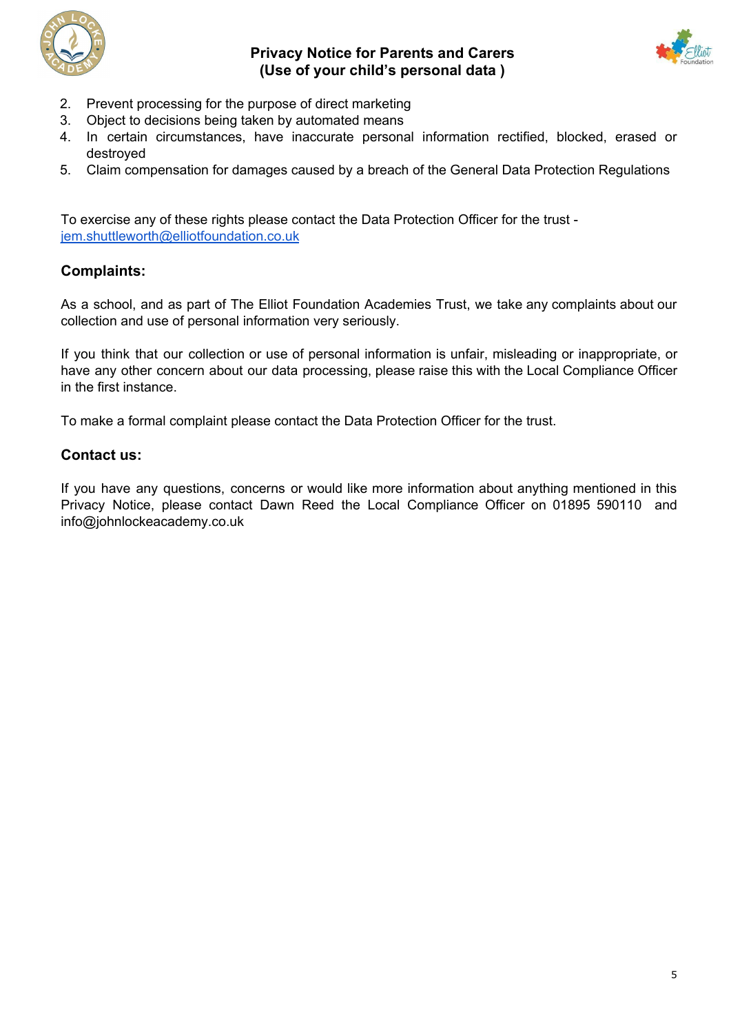2. Prevent processing for the purpose of direct marketing
3. Object to decisions being taken by automated means
4. In certain circumstances, have inaccurate personal information rectified, blocked, erased or destroyed
5. Claim compensation for damages caused by a breach of the General Data Protection Regulations

To exercise any of these rights please contact the Data Protection Officer for the trust - jem.shuttleworth@elliotfoundation.co.uk

### Complaints:

As a school, and as part of The Elliot Foundation Academies Trust, we take any complaints about our collection and use of personal information very seriously.

If you think that our collection or use of personal information is unfair, misleading or inappropriate, or have any other concern about our data processing, please raise this with the Local Compliance Officer in the first instance.

To make a formal complaint please contact the Data Protection Officer for the trust.

### Contact us:

If you have any questions, concerns or would like more information about anything mentioned in this Privacy Notice, please contact Dawn Reed the Local Compliance Officer on 01895 590110 and info@johnlockeacademy.co.uk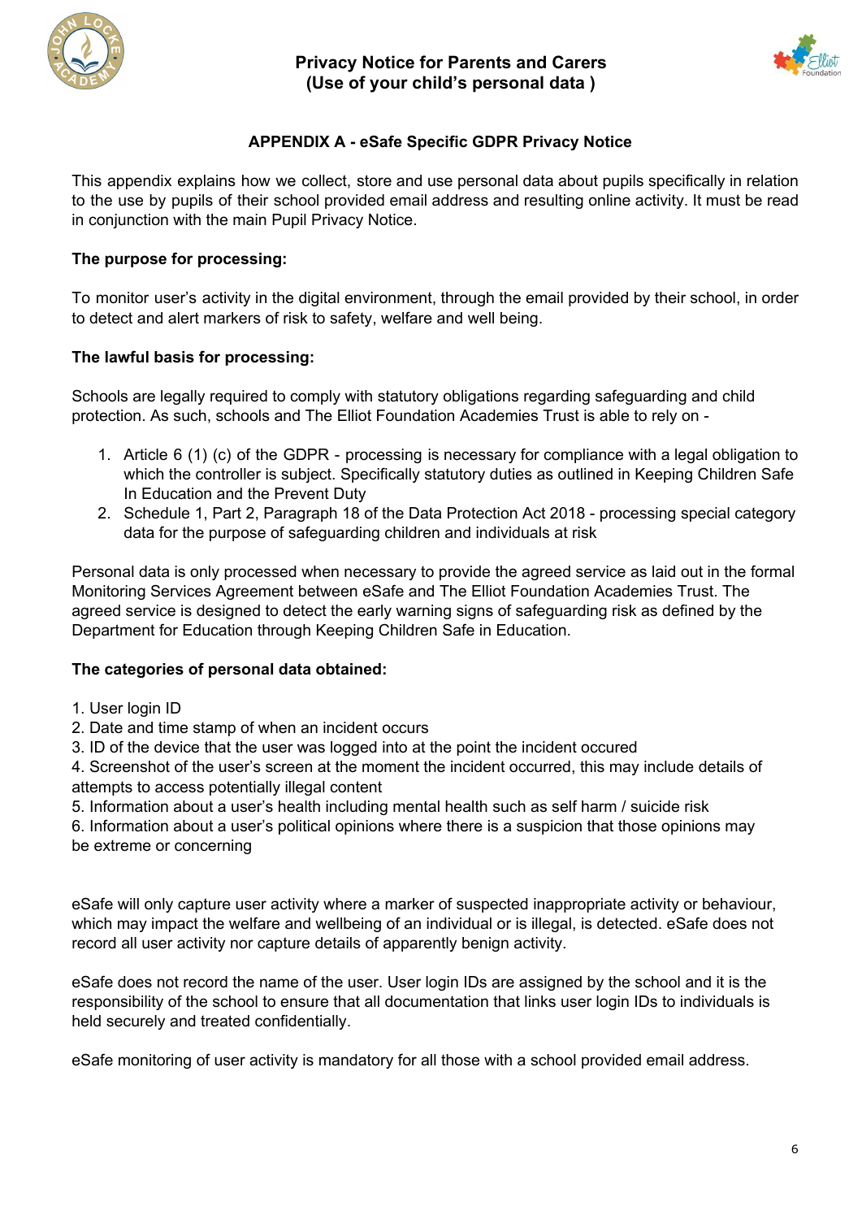# Privacy Notice for Parents and Carers (Use of your child's personal data )

## APPENDIX A - eSafe Specific GDPR Privacy Notice

This appendix explains how we collect, store and use personal data about pupils specifically in relation to the use by pupils of their school provided email address and resulting online activity. It must be read in conjunction with the main Pupil Privacy Notice.

**The purpose for processing:**

To monitor user's activity in the digital environment, through the email provided by their school, in order to detect and alert markers of risk to safety, welfare and well being.

**The lawful basis for processing:**

Schools are legally required to comply with statutory obligations regarding safeguarding and child protection. As such, schools and The Elliot Foundation Academies Trust is able to rely on -

1. Article 6 (1) (c) of the GDPR - processing is necessary for compliance with a legal obligation to which the controller is subject. Specifically statutory duties as outlined in Keeping Children Safe In Education and the Prevent Duty
2. Schedule 1, Part 2, Paragraph 18 of the Data Protection Act 2018 - processing special category data for the purpose of safeguarding children and individuals at risk

Personal data is only processed when necessary to provide the agreed service as laid out in the formal Monitoring Services Agreement between eSafe and The Elliot Foundation Academies Trust. The agreed service is designed to detect the early warning signs of safeguarding risk as defined by the Department for Education through Keeping Children Safe in Education.

**The categories of personal data obtained:**

1. User login ID
2. Date and time stamp of when an incident occurs
3. ID of the device that the user was logged into at the point the incident occured
4. Screenshot of the user's screen at the moment the incident occurred, this may include details of attempts to access potentially illegal content
5. Information about a user's health including mental health such as self harm / suicide risk
6. Information about a user's political opinions where there is a suspicion that those opinions may be extreme or concerning

eSafe will only capture user activity where a marker of suspected inappropriate activity or behaviour, which may impact the welfare and wellbeing of an individual or is illegal, is detected. eSafe does not record all user activity nor capture details of apparently benign activity.

eSafe does not record the name of the user. User login IDs are assigned by the school and it is the responsibility of the school to ensure that all documentation that links user login IDs to individuals is held securely and treated confidentially.

eSafe monitoring of user activity is mandatory for all those with a school provided email address.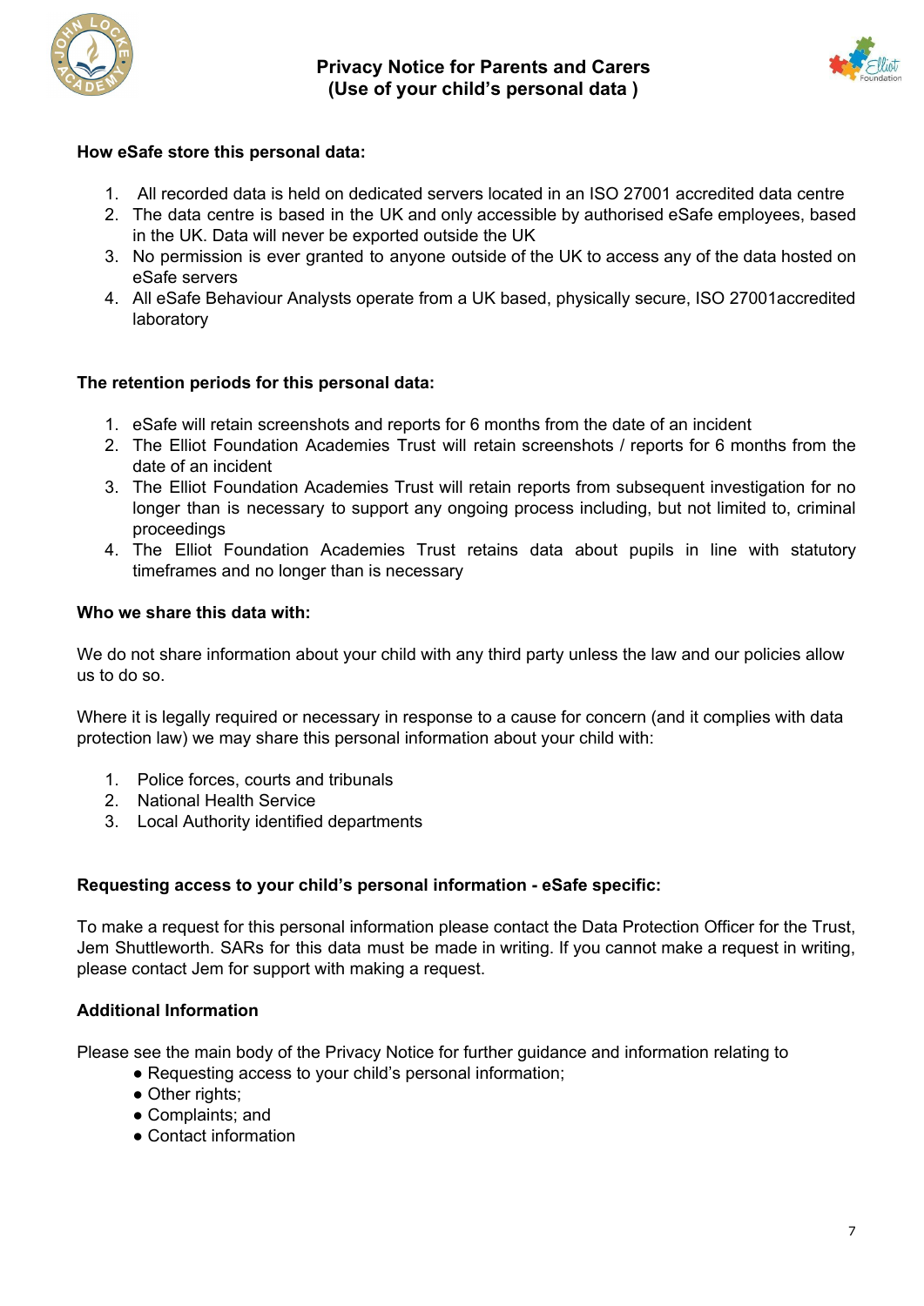**How eSafe store this personal data:**

1. All recorded data is held on dedicated servers located in an ISO 27001 accredited data centre
2. The data centre is based in the UK and only accessible by authorised eSafe employees, based in the UK. Data will never be exported outside the UK
3. No permission is ever granted to anyone outside of the UK to access any of the data hosted on eSafe servers
4. All eSafe Behaviour Analysts operate from a UK based, physically secure, ISO 27001accredited laboratory

**The retention periods for this personal data:**

1. eSafe will retain screenshots and reports for 6 months from the date of an incident
2. The Elliot Foundation Academies Trust will retain screenshots / reports for 6 months from the date of an incident
3. The Elliot Foundation Academies Trust will retain reports from subsequent investigation for no longer than is necessary to support any ongoing process including, but not limited to, criminal proceedings
4. The Elliot Foundation Academies Trust retains data about pupils in line with statutory timeframes and no longer than is necessary

**Who we share this data with:**

We do not share information about your child with any third party unless the law and our policies allow us to do so.

Where it is legally required or necessary in response to a cause for concern (and it complies with data protection law) we may share this personal information about your child with:

1. Police forces, courts and tribunals
2. National Health Service
3. Local Authority identified departments

**Requesting access to your child's personal information - eSafe specific:**

To make a request for this personal information please contact the Data Protection Officer for the Trust, Jem Shuttleworth. SARs for this data must be made in writing. If you cannot make a request in writing, please contact Jem for support with making a request.

**Additional Information**

Please see the main body of the Privacy Notice for further guidance and information relating to

- Requesting access to your child's personal information;
- Other rights;
- Complaints; and
- Contact information